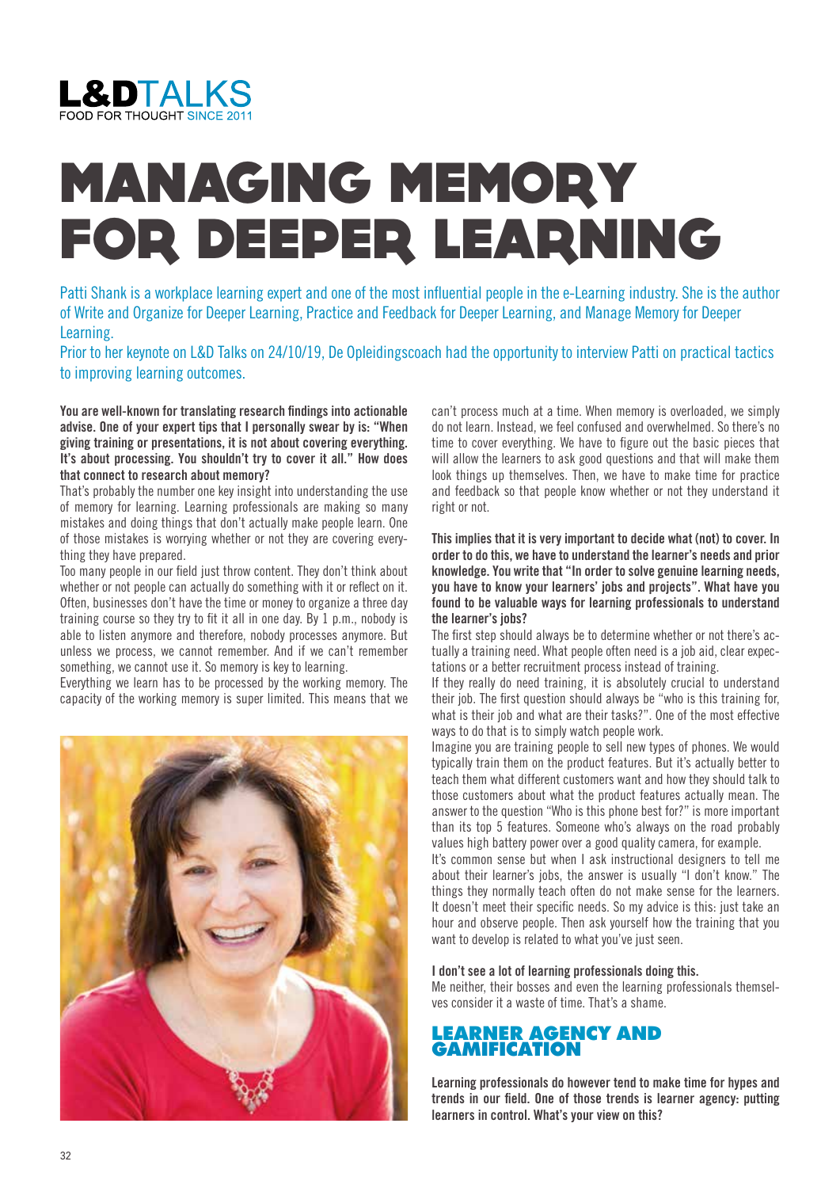**L&DTALKS**
FOOD FOR THOUGHT SINCE 2011

# MANAGING MEMORY FOR DEEPER LEARNING

Patti Shank is a workplace learning expert and one of the most influential people in the e-Learning industry. She is the author of Write and Organize for Deeper Learning, Practice and Feedback for Deeper Learning, and Manage Memory for Deeper Learning.
Prior to her keynote on L&D Talks on 24/10/19, De Opleidingscoach had the opportunity to interview Patti on practical tactics to improving learning outcomes.

**You are well-known for translating research findings into actionable advise. One of your expert tips that I personally swear by is: "When giving training or presentations, it is not about covering everything. It's about processing. You shouldn't try to cover it all." How does that connect to research about memory?**

That's probably the number one key insight into understanding the use of memory for learning. Learning professionals are making so many mistakes and doing things that don't actually make people learn. One of those mistakes is worrying whether or not they are covering everything they have prepared.

Too many people in our field just throw content. They don't think about whether or not people can actually do something with it or reflect on it. Often, businesses don't have the time or money to organize a three day training course so they try to fit it all in one day. By 1 p.m., nobody is able to listen anymore and therefore, nobody processes anymore. But unless we process, we cannot remember. And if we can't remember something, we cannot use it. So memory is key to learning.

Everything we learn has to be processed by the working memory. The capacity of the working memory is super limited. This means that we can't process much at a time. When memory is overloaded, we simply do not learn. Instead, we feel confused and overwhelmed. So there's no time to cover everything. We have to figure out the basic pieces that will allow the learners to ask good questions and that will make them look things up themselves. Then, we have to make time for practice and feedback so that people know whether or not they understand it right or not.

**This implies that it is very important to decide what (not) to cover. In order to do this, we have to understand the learner's needs and prior knowledge. You write that "In order to solve genuine learning needs, you have to know your learners' jobs and projects". What have you found to be valuable ways for learning professionals to understand the learner's jobs?**

The first step should always be to determine whether or not there's actually a training need. What people often need is a job aid, clear expectations or a better recruitment process instead of training.

If they really do need training, it is absolutely crucial to understand their job. The first question should always be "who is this training for, what is their job and what are their tasks?". One of the most effective ways to do that is to simply watch people work.

Imagine you are training people to sell new types of phones. We would typically train them on the product features. But it's actually better to teach them what different customers want and how they should talk to those customers about what the product features actually mean. The answer to the question "Who is this phone best for?" is more important than its top 5 features. Someone who's always on the road probably values high battery power over a good quality camera, for example.

It's common sense but when I ask instructional designers to tell me about their learner's jobs, the answer is usually "I don't know." The things they normally teach often do not make sense for the learners. It doesn't meet their specific needs. So my advice is this: just take an hour and observe people. Then ask yourself how the training that you want to develop is related to what you've just seen.

**I don't see a lot of learning professionals doing this.**

Me neither, their bosses and even the learning professionals themselves consider it a waste of time. That's a shame.

## LEARNER AGENCY AND GAMIFICATION

**Learning professionals do however tend to make time for hypes and trends in our field. One of those trends is learner agency: putting learners in control. What's your view on this?**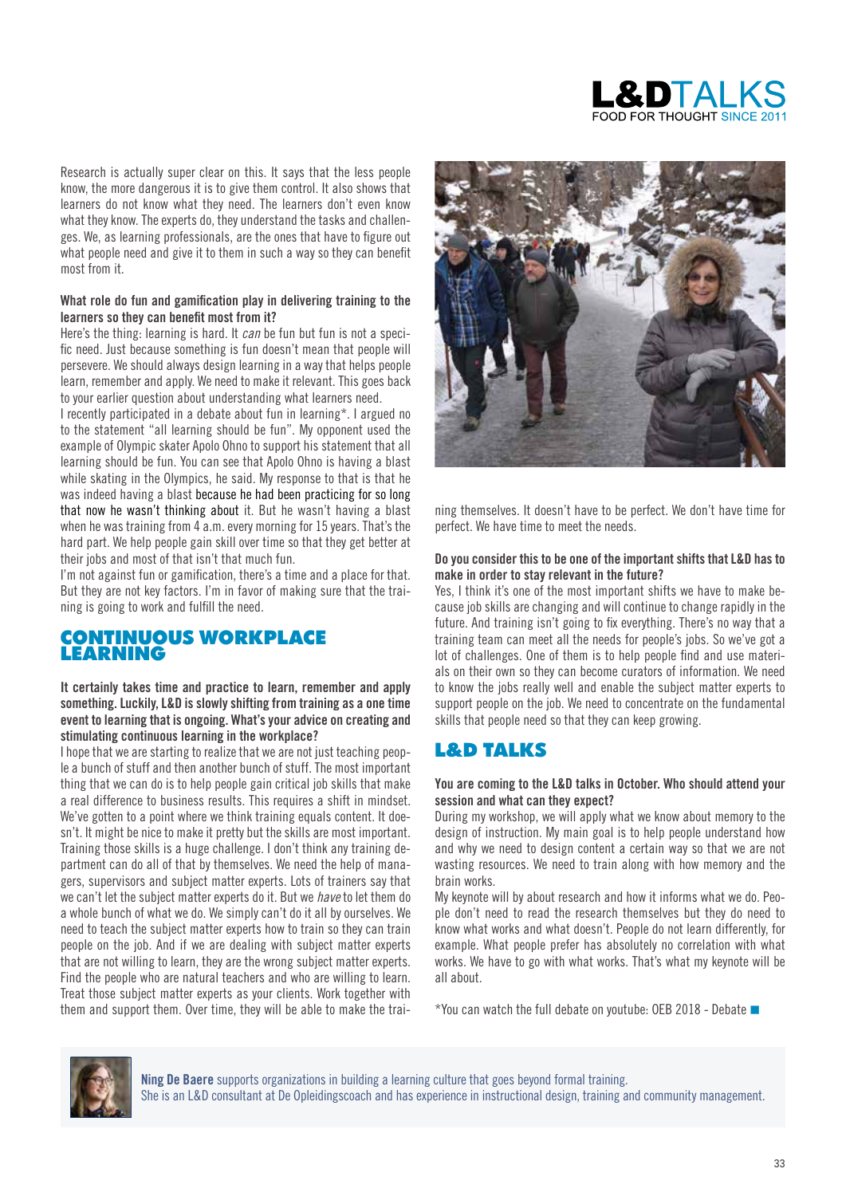Research is actually super clear on this. It says that the less people know, the more dangerous it is to give them control. It also shows that learners do not know what they need. The learners don't even know what they know. The experts do, they understand the tasks and challenges. We, as learning professionals, are the ones that have to figure out what people need and give it to them in such a way so they can benefit most from it.

**What role do fun and gamification play in delivering training to the learners so they can benefit most from it?**

Here's the thing: learning is hard. It *can* be fun but fun is not a specific need. Just because something is fun doesn't mean that people will persevere. We should always design learning in a way that helps people learn, remember and apply. We need to make it relevant. This goes back to your earlier question about understanding what learners need.

I recently participated in a debate about fun in learning*. I argued no to the statement "all learning should be fun". My opponent used the example of Olympic skater Apolo Ohno to support his statement that all learning should be fun. You can see that Apolo Ohno is having a blast while skating in the Olympics, he said. My response to that is that he was indeed having a blast because he had been practicing for so long that now he wasn't thinking about it. But he wasn't having a blast when he was training from 4 a.m. every morning for 15 years. That's the hard part. We help people gain skill over time so that they get better at their jobs and most of that isn't that much fun.

I'm not against fun or gamification, there's a time and a place for that. But they are not key factors. I'm in favor of making sure that the training is going to work and fulfill the need.

## CONTINUOUS WORKPLACE LEARNING

**It certainly takes time and practice to learn, remember and apply something. Luckily, L&D is slowly shifting from training as a one time event to learning that is ongoing. What's your advice on creating and stimulating continuous learning in the workplace?**

I hope that we are starting to realize that we are not just teaching people a bunch of stuff and then another bunch of stuff. The most important thing that we can do is to help people gain critical job skills that make a real difference to business results. This requires a shift in mindset. We've gotten to a point where we think training equals content. It doesn't. It might be nice to make it pretty but the skills are most important. Training those skills is a huge challenge. I don't think any training department can do all of that by themselves. We need the help of managers, supervisors and subject matter experts. Lots of trainers say that we can't let the subject matter experts do it. But we *have* to let them do a whole bunch of what we do. We simply can't do it all by ourselves. We need to teach the subject matter experts how to train so they can train people on the job. And if we are dealing with subject matter experts that are not willing to learn, they are the wrong subject matter experts. Find the people who are natural teachers and who are willing to learn. Treat those subject matter experts as your clients. Work together with them and support them. Over time, they will be able to make the training themselves. It doesn't have to be perfect. We don't have time for perfect. We have time to meet the needs.

**Do you consider this to be one of the important shifts that L&D has to make in order to stay relevant in the future?**

Yes, I think it's one of the most important shifts we have to make because job skills are changing and will continue to change rapidly in the future. And training isn't going to fix everything. There's no way that a training team can meet all the needs for people's jobs. So we've got a lot of challenges. One of them is to help people find and use materials on their own so they can become curators of information. We need to know the jobs really well and enable the subject matter experts to support people on the job. We need to concentrate on the fundamental skills that people need so that they can keep growing.

## L&D TALKS

**You are coming to the L&D talks in October. Who should attend your session and what can they expect?**

During my workshop, we will apply what we know about memory to the design of instruction. My main goal is to help people understand how and why we need to design content a certain way so that we are not wasting resources. We need to train along with how memory and the brain works.

My keynote will by about research and how it informs what we do. People don't need to read the research themselves but they do need to know what works and what doesn't. People do not learn differently, for example. What people prefer has absolutely no correlation with what works. We have to go with what works. That's what my keynote will be all about.

*You can watch the full debate on youtube: OEB 2018 - Debate ■

**Ning De Baere** supports organizations in building a learning culture that goes beyond formal training. She is an L&D consultant at De Opleidingscoach and has experience in instructional design, training and community management.